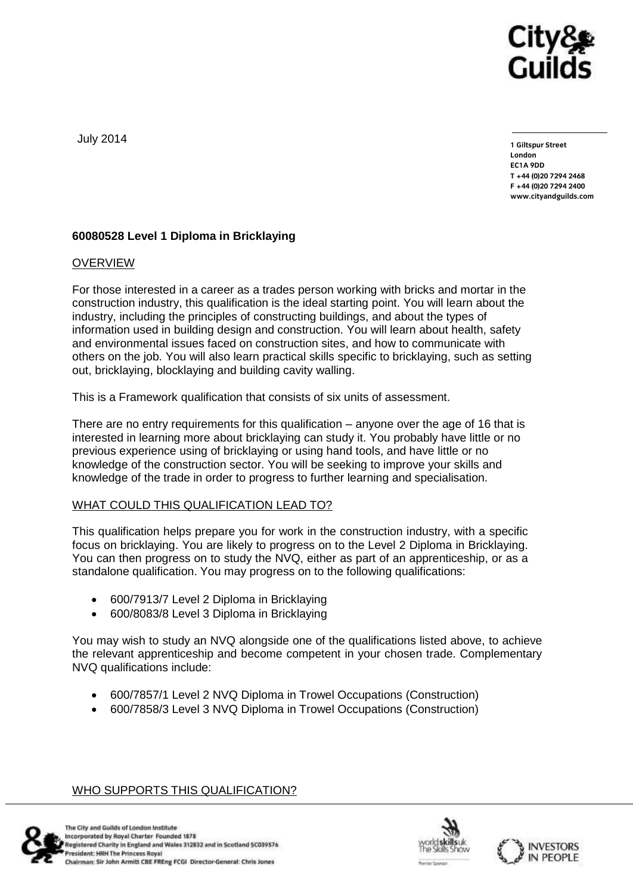July 2014

1 Giltspur Street
London
EC1A 9DD
T +44 (0)20 7294 2468
F +44 (0)20 7294 2400
www.cityandguilds.com

**60080528 Level 1 Diploma in Bricklaying**

## OVERVIEW

For those interested in a career as a trades person working with bricks and mortar in the construction industry, this qualification is the ideal starting point. You will learn about the industry, including the principles of constructing buildings, and about the types of information used in building design and construction. You will learn about health, safety and environmental issues faced on construction sites, and how to communicate with others on the job. You will also learn practical skills specific to bricklaying, such as setting out, bricklaying, blocklaying and building cavity walling.

This is a Framework qualification that consists of six units of assessment.

There are no entry requirements for this qualification – anyone over the age of 16 that is interested in learning more about bricklaying can study it. You probably have little or no previous experience using of bricklaying or using hand tools, and have little or no knowledge of the construction sector. You will be seeking to improve your skills and knowledge of the trade in order to progress to further learning and specialisation.

## WHAT COULD THIS QUALIFICATION LEAD TO?

This qualification helps prepare you for work in the construction industry, with a specific focus on bricklaying. You are likely to progress on to the Level 2 Diploma in Bricklaying. You can then progress on to study the NVQ, either as part of an apprenticeship, or as a standalone qualification. You may progress on to the following qualifications:

- 600/7913/7 Level 2 Diploma in Bricklaying
- 600/8083/8 Level 3 Diploma in Bricklaying

You may wish to study an NVQ alongside one of the qualifications listed above, to achieve the relevant apprenticeship and become competent in your chosen trade. Complementary NVQ qualifications include:

- 600/7857/1 Level 2 NVQ Diploma in Trowel Occupations (Construction)
- 600/7858/3 Level 3 NVQ Diploma in Trowel Occupations (Construction)

## WHO SUPPORTS THIS QUALIFICATION?

The City and Guilds of London Institute
Incorporated by Royal Charter Founded 1878
Registered Charity in England and Wales 312832 and in Scotland SC039576
President: HRH The Princess Royal
Chairman: Sir John Armitt CBE FREng FCGI Director-General: Chris Jones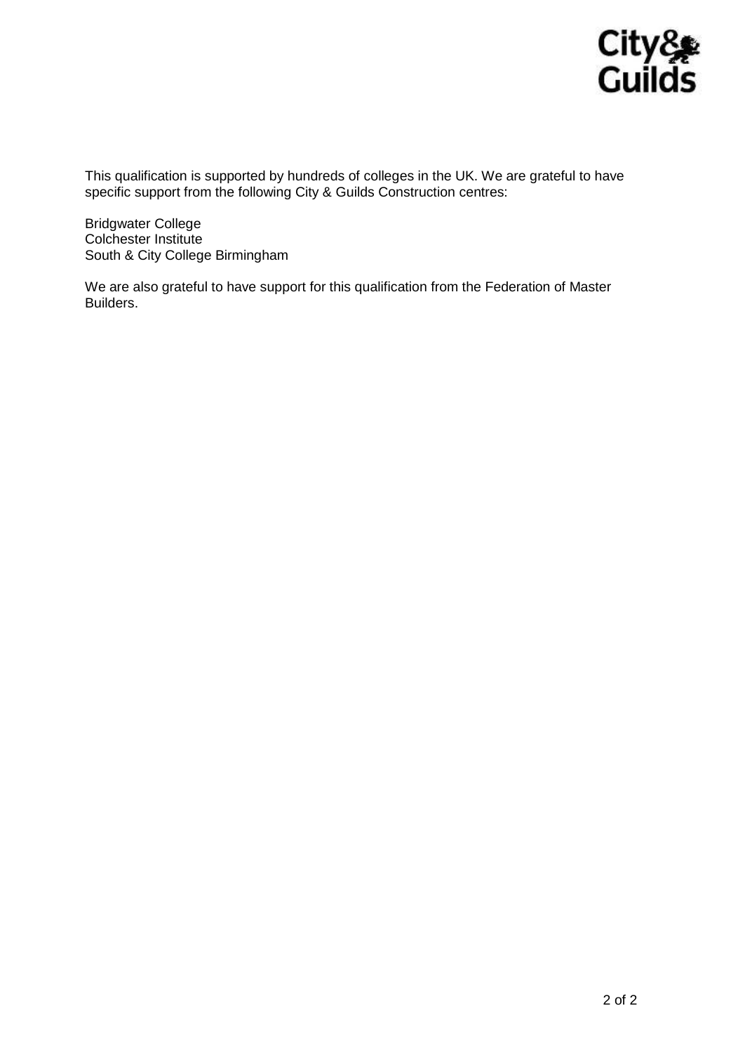This qualification is supported by hundreds of colleges in the UK. We are grateful to have specific support from the following City & Guilds Construction centres:

Bridgwater College
Colchester Institute
South & City College Birmingham

We are also grateful to have support for this qualification from the Federation of Master Builders.